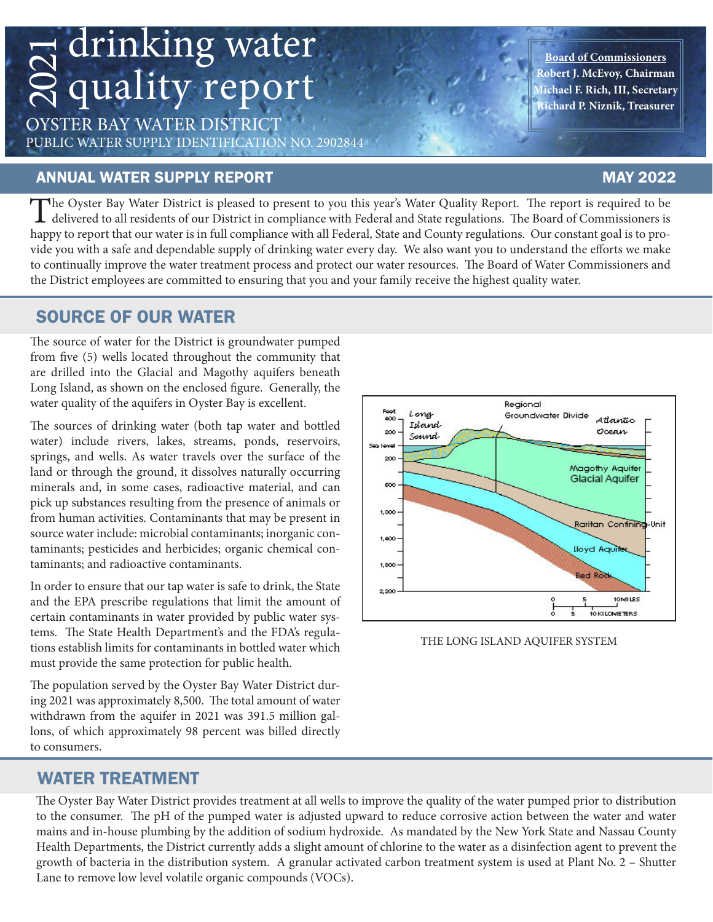# 2021 drinking water quality report

OYSTER BAY WATER DISTRICT
PUBLIC WATER SUPPLY IDENTIFICATION NO. 2902844

**Board of Commissioners**
**Robert J. McEvoy, Chairman**
**Michael F. Rich, III, Secretary**
**Richard P. Niznik, Treasurer**

## ANNUAL WATER SUPPLY REPORT — MAY 2022

The Oyster Bay Water District is pleased to present to you this year's Water Quality Report. The report is required to be delivered to all residents of our District in compliance with Federal and State regulations. The Board of Commissioners is happy to report that our water is in full compliance with all Federal, State and County regulations. Our constant goal is to provide you with a safe and dependable supply of drinking water every day. We also want you to understand the efforts we make to continually improve the water treatment process and protect our water resources. The Board of Water Commissioners and the District employees are committed to ensuring that you and your family receive the highest quality water.

## SOURCE OF OUR WATER

The source of water for the District is groundwater pumped from five (5) wells located throughout the community that are drilled into the Glacial and Magothy aquifers beneath Long Island, as shown on the enclosed figure. Generally, the water quality of the aquifers in Oyster Bay is excellent.

The sources of drinking water (both tap water and bottled water) include rivers, lakes, streams, ponds, reservoirs, springs, and wells. As water travels over the surface of the land or through the ground, it dissolves naturally occurring minerals and, in some cases, radioactive material, and can pick up substances resulting from the presence of animals or from human activities. Contaminants that may be present in source water include: microbial contaminants; inorganic contaminants; pesticides and herbicides; organic chemical contaminants; and radioactive contaminants.

In order to ensure that our tap water is safe to drink, the State and the EPA prescribe regulations that limit the amount of certain contaminants in water provided by public water systems. The State Health Department's and the FDA's regulations establish limits for contaminants in bottled water which must provide the same protection for public health.

The population served by the Oyster Bay Water District during 2021 was approximately 8,500. The total amount of water withdrawn from the aquifer in 2021 was 391.5 million gallons, of which approximately 98 percent was billed directly to consumers.

THE LONG ISLAND AQUIFER SYSTEM

## WATER TREATMENT

The Oyster Bay Water District provides treatment at all wells to improve the quality of the water pumped prior to distribution to the consumer. The pH of the pumped water is adjusted upward to reduce corrosive action between the water and water mains and in-house plumbing by the addition of sodium hydroxide. As mandated by the New York State and Nassau County Health Departments, the District currently adds a slight amount of chlorine to the water as a disinfection agent to prevent the growth of bacteria in the distribution system. A granular activated carbon treatment system is used at Plant No. 2 – Shutter Lane to remove low level volatile organic compounds (VOCs).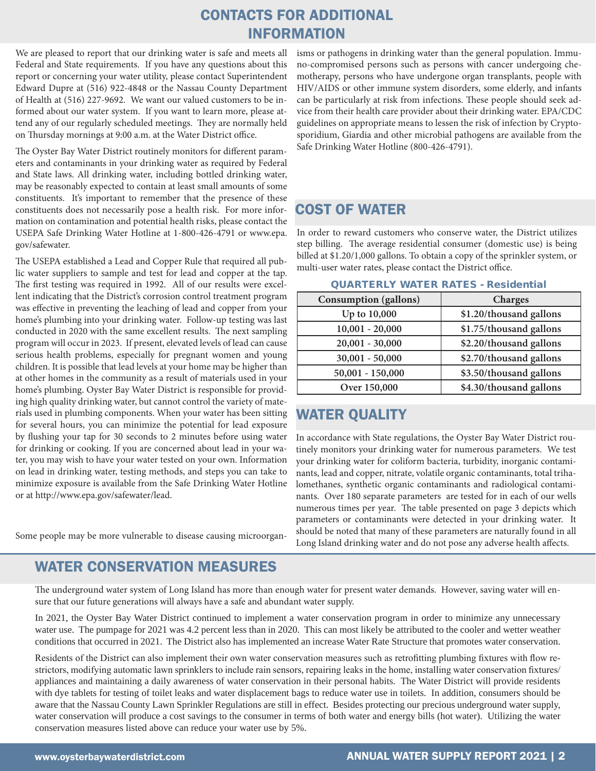## CONTACTS FOR ADDITIONAL INFORMATION

We are pleased to report that our drinking water is safe and meets all Federal and State requirements. If you have any questions about this report or concerning your water utility, please contact Superintendent Edward Dupre at (516) 922-4848 or the Nassau County Department of Health at (516) 227-9692. We want our valued customers to be informed about our water system. If you want to learn more, please attend any of our regularly scheduled meetings. They are normally held on Thursday mornings at 9:00 a.m. at the Water District office.

The Oyster Bay Water District routinely monitors for different parameters and contaminants in your drinking water as required by Federal and State laws. All drinking water, including bottled drinking water, may be reasonably expected to contain at least small amounts of some constituents. It's important to remember that the presence of these constituents does not necessarily pose a health risk. For more information on contamination and potential health risks, please contact the USEPA Safe Drinking Water Hotline at 1-800-426-4791 or www.epa.gov/safewater.

The USEPA established a Lead and Copper Rule that required all public water suppliers to sample and test for lead and copper at the tap. The first testing was required in 1992. All of our results were excellent indicating that the District's corrosion control treatment program was effective in preventing the leaching of lead and copper from your home's plumbing into your drinking water. Follow-up testing was last conducted in 2020 with the same excellent results. The next sampling program will occur in 2023. If present, elevated levels of lead can cause serious health problems, especially for pregnant women and young children. It is possible that lead levels at your home may be higher than at other homes in the community as a result of materials used in your home's plumbing. Oyster Bay Water District is responsible for providing high quality drinking water, but cannot control the variety of materials used in plumbing components. When your water has been sitting for several hours, you can minimize the potential for lead exposure by flushing your tap for 30 seconds to 2 minutes before using water for drinking or cooking. If you are concerned about lead in your water, you may wish to have your water tested on your own. Information on lead in drinking water, testing methods, and steps you can take to minimize exposure is available from the Safe Drinking Water Hotline or at http://www.epa.gov/safewater/lead.

Some people may be more vulnerable to disease causing microorganisms or pathogens in drinking water than the general population. Immuno-compromised persons such as persons with cancer undergoing chemotherapy, persons who have undergone organ transplants, people with HIV/AIDS or other immune system disorders, some elderly, and infants can be particularly at risk from infections. These people should seek advice from their health care provider about their drinking water. EPA/CDC guidelines on appropriate means to lessen the risk of infection by Cryptosporidium, Giardia and other microbial pathogens are available from the Safe Drinking Water Hotline (800-426-4791).

## COST OF WATER

In order to reward customers who conserve water, the District utilizes step billing. The average residential consumer (domestic use) is being billed at $1.20/1,000 gallons. To obtain a copy of the sprinkler system, or multi-user water rates, please contact the District office.

**QUARTERLY WATER RATES - Residential**

| Consumption (gallons) | Charges |
|---|---|
| Up to 10,000 | $1.20/thousand gallons |
| 10,001 - 20,000 | $1.75/thousand gallons |
| 20,001 - 30,000 | $2.20/thousand gallons |
| 30,001 - 50,000 | $2.70/thousand gallons |
| 50,001 - 150,000 | $3.50/thousand gallons |
| Over 150,000 | $4.30/thousand gallons |

## WATER QUALITY

In accordance with State regulations, the Oyster Bay Water District routinely monitors your drinking water for numerous parameters. We test your drinking water for coliform bacteria, turbidity, inorganic contaminants, lead and copper, nitrate, volatile organic contaminants, total trihalomethanes, synthetic organic contaminants and radiological contaminants. Over 180 separate parameters are tested for in each of our wells numerous times per year. The table presented on page 3 depicts which parameters or contaminants were detected in your drinking water. It should be noted that many of these parameters are naturally found in all Long Island drinking water and do not pose any adverse health affects.

## WATER CONSERVATION MEASURES

The underground water system of Long Island has more than enough water for present water demands. However, saving water will ensure that our future generations will always have a safe and abundant water supply.

In 2021, the Oyster Bay Water District continued to implement a water conservation program in order to minimize any unnecessary water use. The pumpage for 2021 was 4.2 percent less than in 2020. This can most likely be attributed to the cooler and wetter weather conditions that occurred in 2021. The District also has implemented an increase Water Rate Structure that promotes water conservation.

Residents of the District can also implement their own water conservation measures such as retrofitting plumbing fixtures with flow restrictors, modifying automatic lawn sprinklers to include rain sensors, repairing leaks in the home, installing water conservation fixtures/appliances and maintaining a daily awareness of water conservation in their personal habits. The Water District will provide residents with dye tablets for testing of toilet leaks and water displacement bags to reduce water use in toilets. In addition, consumers should be aware that the Nassau County Lawn Sprinkler Regulations are still in effect. Besides protecting our precious underground water supply, water conservation will produce a cost savings to the consumer in terms of both water and energy bills (hot water). Utilizing the water conservation measures listed above can reduce your water use by 5%.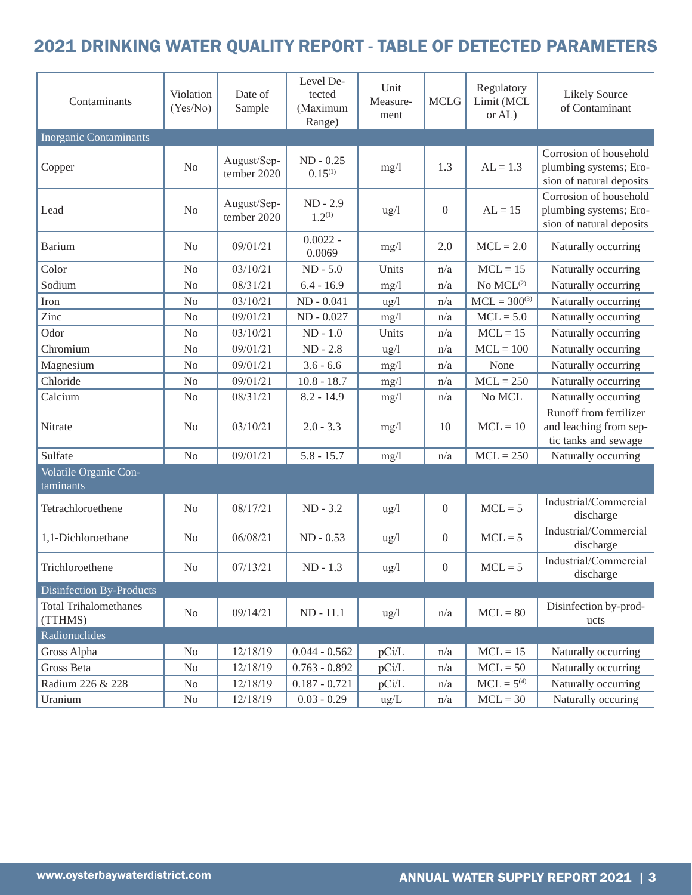## 2021 DRINKING WATER QUALITY REPORT - TABLE OF DETECTED PARAMETERS

| Contaminants | Violation (Yes/No) | Date of Sample | Level Detected (Maximum Range) | Unit Measurement | MCLG | Regulatory Limit (MCL or AL) | Likely Source of Contaminant |
|---|---|---|---|---|---|---|---|
| Inorganic Contaminants | | | | | | | |
| Copper | No | August/September 2020 | ND - 0.25 0.15[1] | mg/l | 1.3 | AL = 1.3 | Corrosion of household plumbing systems; Erosion of natural deposits |
| Lead | No | August/September 2020 | ND - 2.9 1.2[1] | ug/l | 0 | AL = 15 | Corrosion of household plumbing systems; Erosion of natural deposits |
| Barium | No | 09/01/21 | 0.0022 - 0.0069 | mg/l | 2.0 | MCL = 2.0 | Naturally occurring |
| Color | No | 03/10/21 | ND - 5.0 | Units | n/a | MCL = 15 | Naturally occurring |
| Sodium | No | 08/31/21 | 6.4 - 16.9 | mg/l | n/a | No MCL[2] | Naturally occurring |
| Iron | No | 03/10/21 | ND - 0.041 | ug/l | n/a | MCL = 300[3] | Naturally occurring |
| Zinc | No | 09/01/21 | ND - 0.027 | mg/l | n/a | MCL = 5.0 | Naturally occurring |
| Odor | No | 03/10/21 | ND - 1.0 | Units | n/a | MCL = 15 | Naturally occurring |
| Chromium | No | 09/01/21 | ND - 2.8 | ug/l | n/a | MCL = 100 | Naturally occurring |
| Magnesium | No | 09/01/21 | 3.6 - 6.6 | mg/l | n/a | None | Naturally occurring |
| Chloride | No | 09/01/21 | 10.8 - 18.7 | mg/l | n/a | MCL = 250 | Naturally occurring |
| Calcium | No | 08/31/21 | 8.2 - 14.9 | mg/l | n/a | No MCL | Naturally occurring |
| Nitrate | No | 03/10/21 | 2.0 - 3.3 | mg/l | 10 | MCL = 10 | Runoff from fertilizer and leaching from septic tanks and sewage |
| Sulfate | No | 09/01/21 | 5.8 - 15.7 | mg/l | n/a | MCL = 250 | Naturally occurring |
| Volatile Organic Contaminants | | | | | | | |
| Tetrachloroethene | No | 08/17/21 | ND - 3.2 | ug/l | 0 | MCL = 5 | Industrial/Commercial discharge |
| 1,1-Dichloroethane | No | 06/08/21 | ND - 0.53 | ug/l | 0 | MCL = 5 | Industrial/Commercial discharge |
| Trichloroethene | No | 07/13/21 | ND - 1.3 | ug/l | 0 | MCL = 5 | Industrial/Commercial discharge |
| Disinfection By-Products | | | | | | | |
| Total Trihalomethanes (TTHMS) | No | 09/14/21 | ND - 11.1 | ug/l | n/a | MCL = 80 | Disinfection by-products |
| Radionuclides | | | | | | | |
| Gross Alpha | No | 12/18/19 | 0.044 - 0.562 | pCi/L | n/a | MCL = 15 | Naturally occurring |
| Gross Beta | No | 12/18/19 | 0.763 - 0.892 | pCi/L | n/a | MCL = 50 | Naturally occurring |
| Radium 226 & 228 | No | 12/18/19 | 0.187 - 0.721 | pCi/L | n/a | MCL = 5[4] | Naturally occurring |
| Uranium | No | 12/18/19 | 0.03 - 0.29 | ug/L | n/a | MCL = 30 | Naturally occuring |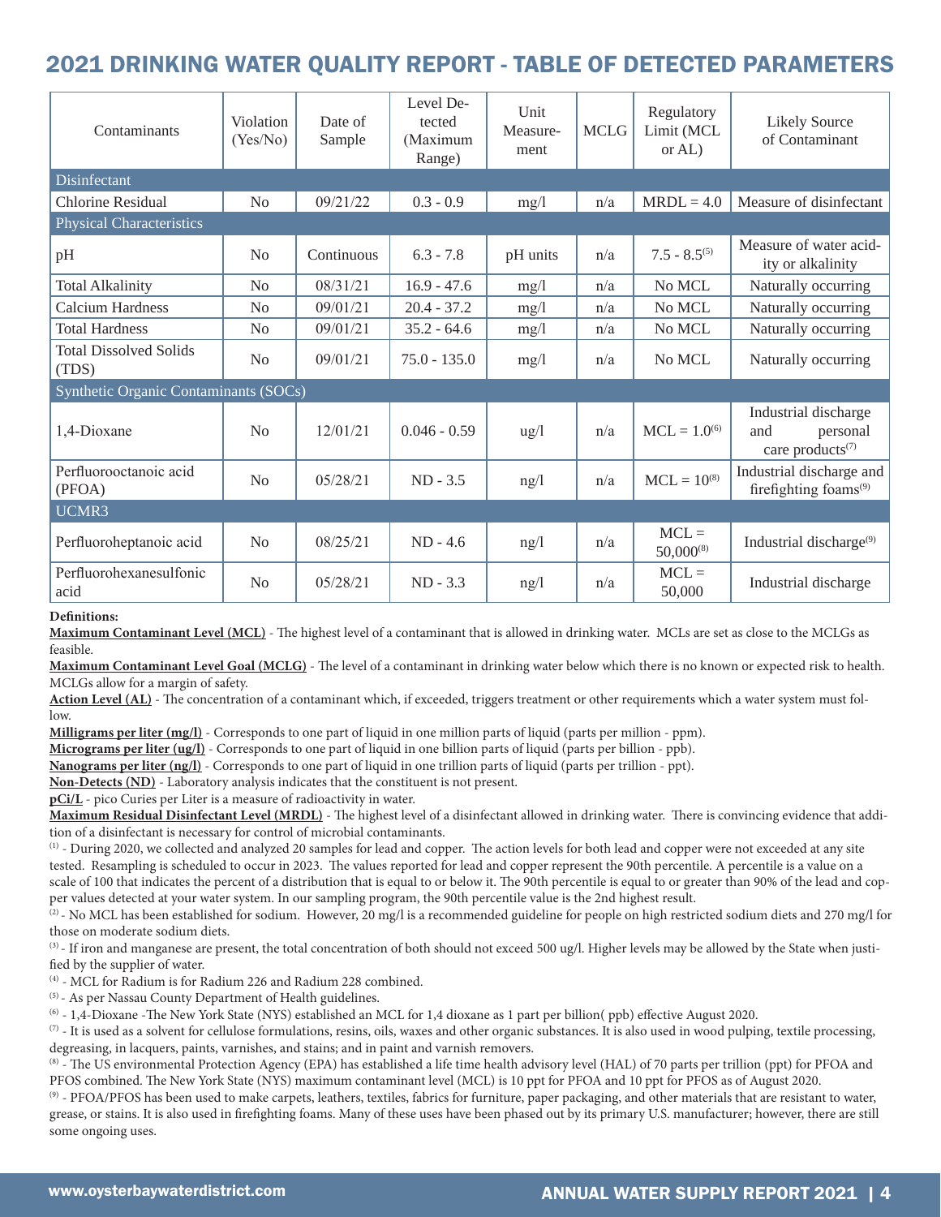## 2021 DRINKING WATER QUALITY REPORT - TABLE OF DETECTED PARAMETERS

| Contaminants | Violation (Yes/No) | Date of Sample | Level Detected (Maximum Range) | Unit Measurement | MCLG | Regulatory Limit (MCL or AL) | Likely Source of Contaminant |
|---|---|---|---|---|---|---|---|
| **Disinfectant** | | | | | | | |
| Chlorine Residual | No | 09/21/22 | 0.3 - 0.9 | mg/l | n/a | MRDL = 4.0 | Measure of disinfectant |
| **Physical Characteristics** | | | | | | | |
| pH | No | Continuous | 6.3 - 7.8 | pH units | n/a | 7.5 - 8.5[5] | Measure of water acidity or alkalinity |
| Total Alkalinity | No | 08/31/21 | 16.9 - 47.6 | mg/l | n/a | No MCL | Naturally occurring |
| Calcium Hardness | No | 09/01/21 | 20.4 - 37.2 | mg/l | n/a | No MCL | Naturally occurring |
| Total Hardness | No | 09/01/21 | 35.2 - 64.6 | mg/l | n/a | No MCL | Naturally occurring |
| Total Dissolved Solids (TDS) | No | 09/01/21 | 75.0 - 135.0 | mg/l | n/a | No MCL | Naturally occurring |
| **Synthetic Organic Contaminants (SOCs)** | | | | | | | |
| 1,4-Dioxane | No | 12/01/21 | 0.046 - 0.59 | ug/l | n/a | MCL = 1.0[6] | Industrial discharge and personal care products[7] |
| Perfluorooctanoic acid (PFOA) | No | 05/28/21 | ND - 3.5 | ng/l | n/a | MCL = 10[8] | Industrial discharge and firefighting foams[9] |
| **UCMR3** | | | | | | | |
| Perfluoroheptanoic acid | No | 08/25/21 | ND - 4.6 | ng/l | n/a | MCL = 50,000[8] | Industrial discharge[9] |
| Perfluorohexanesulfonic acid | No | 05/28/21 | ND - 3.3 | ng/l | n/a | MCL = 50,000 | Industrial discharge |

**Definitions:**

**Maximum Contaminant Level (MCL)** - The highest level of a contaminant that is allowed in drinking water. MCLs are set as close to the MCLGs as feasible.

**Maximum Contaminant Level Goal (MCLG)** - The level of a contaminant in drinking water below which there is no known or expected risk to health. MCLGs allow for a margin of safety.

**Action Level (AL)** - The concentration of a contaminant which, if exceeded, triggers treatment or other requirements which a water system must follow.

**Milligrams per liter (mg/l)** - Corresponds to one part of liquid in one million parts of liquid (parts per million - ppm).

**Micrograms per liter (ug/l)** - Corresponds to one part of liquid in one billion parts of liquid (parts per billion - ppb).

**Nanograms per liter (ng/l)** - Corresponds to one part of liquid in one trillion parts of liquid (parts per trillion - ppt).

**Non-Detects (ND)** - Laboratory analysis indicates that the constituent is not present.

**pCi/L** - pico Curies per Liter is a measure of radioactivity in water.

**Maximum Residual Disinfectant Level (MRDL)** - The highest level of a disinfectant allowed in drinking water. There is convincing evidence that addition of a disinfectant is necessary for control of microbial contaminants.

(1) - During 2020, we collected and analyzed 20 samples for lead and copper. The action levels for both lead and copper were not exceeded at any site tested. Resampling is scheduled to occur in 2023. The values reported for lead and copper represent the 90th percentile. A percentile is a value on a scale of 100 that indicates the percent of a distribution that is equal to or below it. The 90th percentile is equal to or greater than 90% of the lead and copper values detected at your water system. In our sampling program, the 90th percentile value is the 2nd highest result.

(2) - No MCL has been established for sodium. However, 20 mg/l is a recommended guideline for people on high restricted sodium diets and 270 mg/l for those on moderate sodium diets.

(3) - If iron and manganese are present, the total concentration of both should not exceed 500 ug/l. Higher levels may be allowed by the State when justified by the supplier of water.

(4) - MCL for Radium is for Radium 226 and Radium 228 combined.

(5) - As per Nassau County Department of Health guidelines.

(6) - 1,4-Dioxane -The New York State (NYS) established an MCL for 1,4 dioxane as 1 part per billion( ppb) effective August 2020.

(7) - It is used as a solvent for cellulose formulations, resins, oils, waxes and other organic substances. It is also used in wood pulping, textile processing, degreasing, in lacquers, paints, varnishes, and stains; and in paint and varnish removers.

(8) - The US environmental Protection Agency (EPA) has established a life time health advisory level (HAL) of 70 parts per trillion (ppt) for PFOA and PFOS combined. The New York State (NYS) maximum contaminant level (MCL) is 10 ppt for PFOA and 10 ppt for PFOS as of August 2020.

(9) - PFOA/PFOS has been used to make carpets, leathers, textiles, fabrics for furniture, paper packaging, and other materials that are resistant to water, grease, or stains. It is also used in firefighting foams. Many of these uses have been phased out by its primary U.S. manufacturer; however, there are still some ongoing uses.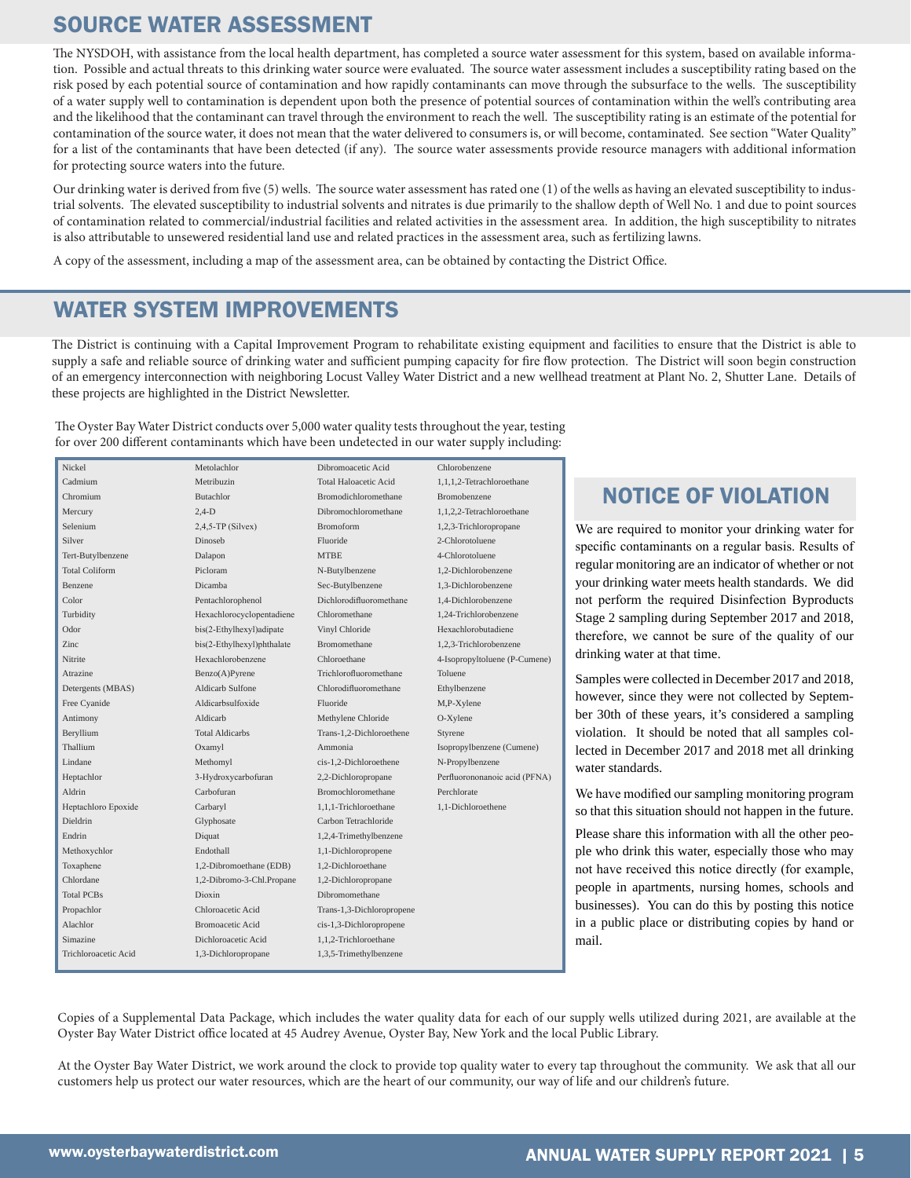## SOURCE WATER ASSESSMENT

The NYSDOH, with assistance from the local health department, has completed a source water assessment for this system, based on available information. Possible and actual threats to this drinking water source were evaluated. The source water assessment includes a susceptibility rating based on the risk posed by each potential source of contamination and how rapidly contaminants can move through the subsurface to the wells. The susceptibility of a water supply well to contamination is dependent upon both the presence of potential sources of contamination within the well's contributing area and the likelihood that the contaminant can travel through the environment to reach the well. The susceptibility rating is an estimate of the potential for contamination of the source water, it does not mean that the water delivered to consumers is, or will become, contaminated. See section "Water Quality" for a list of the contaminants that have been detected (if any). The source water assessments provide resource managers with additional information for protecting source waters into the future.

Our drinking water is derived from five (5) wells. The source water assessment has rated one (1) of the wells as having an elevated susceptibility to industrial solvents. The elevated susceptibility to industrial solvents and nitrates is due primarily to the shallow depth of Well No. 1 and due to point sources of contamination related to commercial/industrial facilities and related activities in the assessment area. In addition, the high susceptibility to nitrates is also attributable to unsewered residential land use and related practices in the assessment area, such as fertilizing lawns.

A copy of the assessment, including a map of the assessment area, can be obtained by contacting the District Office.

## WATER SYSTEM IMPROVEMENTS

The District is continuing with a Capital Improvement Program to rehabilitate existing equipment and facilities to ensure that the District is able to supply a safe and reliable source of drinking water and sufficient pumping capacity for fire flow protection. The District will soon begin construction of an emergency interconnection with neighboring Locust Valley Water District and a new wellhead treatment at Plant No. 2, Shutter Lane. Details of these projects are highlighted in the District Newsletter.

The Oyster Bay Water District conducts over 5,000 water quality tests throughout the year, testing for over 200 different contaminants which have been undetected in our water supply including:

| | | | |
|---|---|---|---|
| Nickel | Metolachlor | Dibromoacetic Acid | Chlorobenzene |
| Cadmium | Metribuzin | Total Haloacetic Acid | 1,1,1,2-Tetrachloroethane |
| Chromium | Butachlor | Bromodichloromethane | Bromobenzene |
| Mercury | 2,4-D | Dibromochloromethane | 1,1,2,2-Tetrachloroethane |
| Selenium | 2,4,5-TP (Silvex) | Bromoform | 1,2,3-Trichloropropane |
| Silver | Dinoseb | Fluoride | 2-Chlorotoluene |
| Tert-Butylbenzene | Dalapon | MTBE | 4-Chlorotoluene |
| Total Coliform | Picloram | N-Butylbenzene | 1,2-Dichlorobenzene |
| Benzene | Dicamba | Sec-Butylbenzene | 1,3-Dichlorobenzene |
| Color | Pentachlorophenol | Dichlorodifluoromethane | 1,4-Dichlorobenzene |
| Turbidity | Hexachlorocyclopentadiene | Chloromethane | 1,24-Trichlorobenzene |
| Odor | bis(2-Ethylhexyl)adipate | Vinyl Chloride | Hexachlorobutadiene |
| Zinc | bis(2-Ethylhexyl)phthalate | Bromomethane | 1,2,3-Trichlorobenzene |
| Nitrite | Hexachlorobenzene | Chloroethane | 4-Isopropyltoluene (P-Cumene) |
| Atrazine | Benzo(A)Pyrene | Trichlorofluoromethane | Toluene |
| Detergents (MBAS) | Aldicarb Sulfone | Chlorodifluoromethane | Ethylbenzene |
| Free Cyanide | Aldicarbsulfoxide | Fluoride | M,P-Xylene |
| Antimony | Aldicarb | Methylene Chloride | O-Xylene |
| Beryllium | Total Aldicarbs | Trans-1,2-Dichloroethene | Styrene |
| Thallium | Oxamyl | Ammonia | Isopropylbenzene (Cumene) |
| Lindane | Methomyl | cis-1,2-Dichloroethene | N-Propylbenzene |
| Heptachlor | 3-Hydroxycarbofuran | 2,2-Dichloropropane | Perfluorononanoic acid (PFNA) |
| Aldrin | Carbofuran | Bromochloromethane | Perchlorate |
| Heptachloro Epoxide | Carbaryl | 1,1,1-Trichloroethane | 1,1-Dichloroethene |
| Dieldrin | Glyphosate | Carbon Tetrachloride | |
| Endrin | Diquat | 1,2,4-Trimethylbenzene | |
| Methoxychlor | Endothall | 1,1-Dichloropropene | |
| Toxaphene | 1,2-Dibromoethane (EDB) | 1,2-Dichloroethane | |
| Chlordane | 1,2-Dibromo-3-Chl.Propane | 1,2-Dichloropropane | |
| Total PCBs | Dioxin | Dibromomethane | |
| Propachlor | Chloroacetic Acid | Trans-1,3-Dichloropropene | |
| Alachlor | Bromoacetic Acid | cis-1,3-Dichloropropene | |
| Simazine | Dichloroacetic Acid | 1,1,2-Trichloroethane | |
| Trichloroacetic Acid | 1,3-Dichloropropane | 1,3,5-Trimethylbenzene | |

## NOTICE OF VIOLATION

We are required to monitor your drinking water for specific contaminants on a regular basis. Results of regular monitoring are an indicator of whether or not your drinking water meets health standards. We did not perform the required Disinfection Byproducts Stage 2 sampling during September 2017 and 2018, therefore, we cannot be sure of the quality of our drinking water at that time.

Samples were collected in December 2017 and 2018, however, since they were not collected by September 30th of these years, it's considered a sampling violation. It should be noted that all samples collected in December 2017 and 2018 met all drinking water standards.

We have modified our sampling monitoring program so that this situation should not happen in the future.

Please share this information with all the other people who drink this water, especially those who may not have received this notice directly (for example, people in apartments, nursing homes, schools and businesses). You can do this by posting this notice in a public place or distributing copies by hand or mail.

Copies of a Supplemental Data Package, which includes the water quality data for each of our supply wells utilized during 2021, are available at the Oyster Bay Water District office located at 45 Audrey Avenue, Oyster Bay, New York and the local Public Library.

At the Oyster Bay Water District, we work around the clock to provide top quality water to every tap throughout the community. We ask that all our customers help us protect our water resources, which are the heart of our community, our way of life and our children's future.